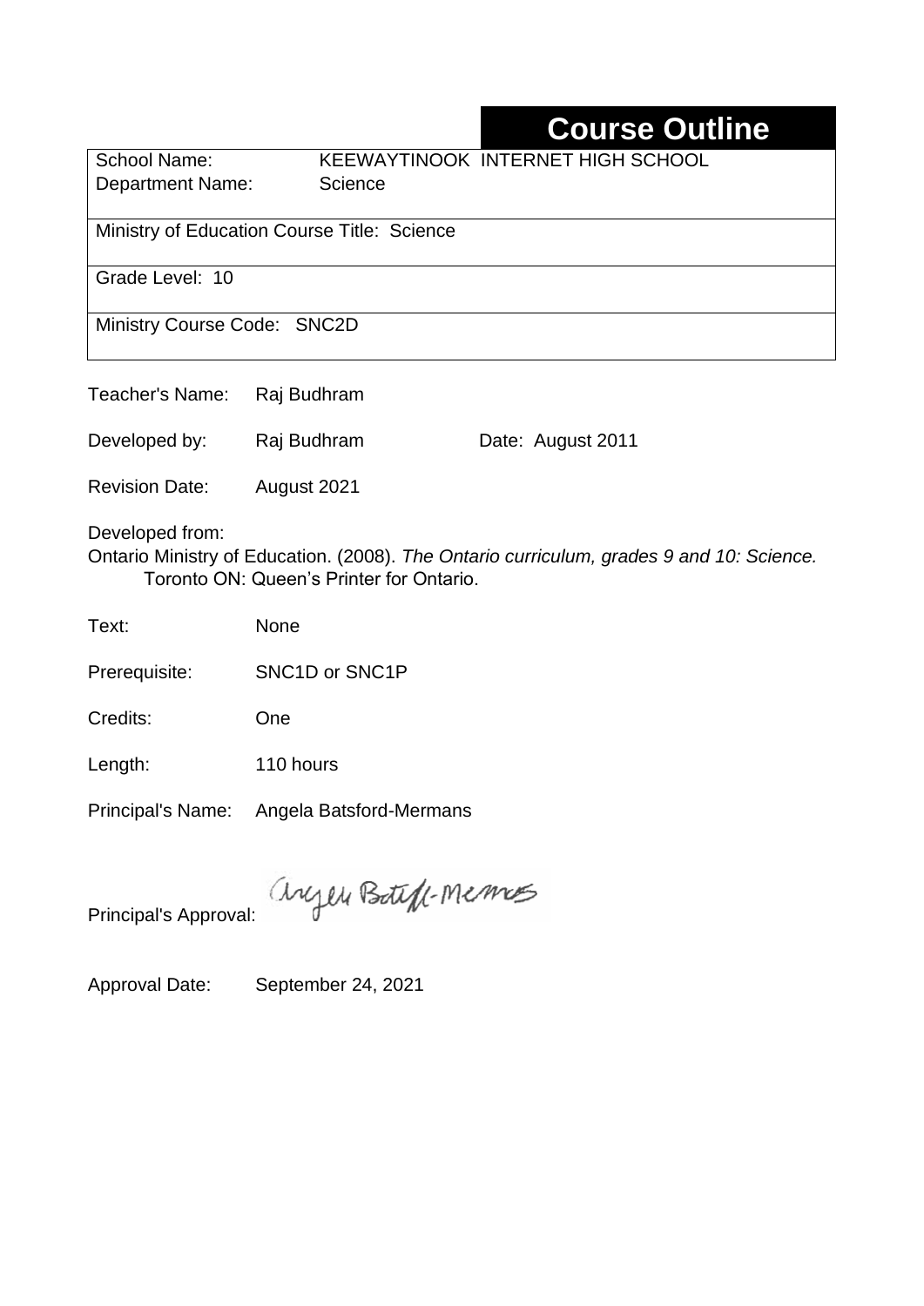# Course Outline

School Name: KEEWAYTINOOK INTERNET HIGH SCHOOL
Department Name: Science

Ministry of Education Course Title: Science

Grade Level: 10

Ministry Course Code: SNC2D

Teacher's Name: Raj Budhram

Developed by: Raj Budhram Date: August 2011

Revision Date: August 2021

Developed from:
Ontario Ministry of Education. (2008). *The Ontario curriculum, grades 9 and 10: Science.* Toronto ON: Queen's Printer for Ontario.

Text: None

Prerequisite: SNC1D or SNC1P

Credits: One

Length: 110 hours

Principal's Name: Angela Batsford-Mermans

Principal's Approval: Angela Batsford-Mermans

Approval Date: September 24, 2021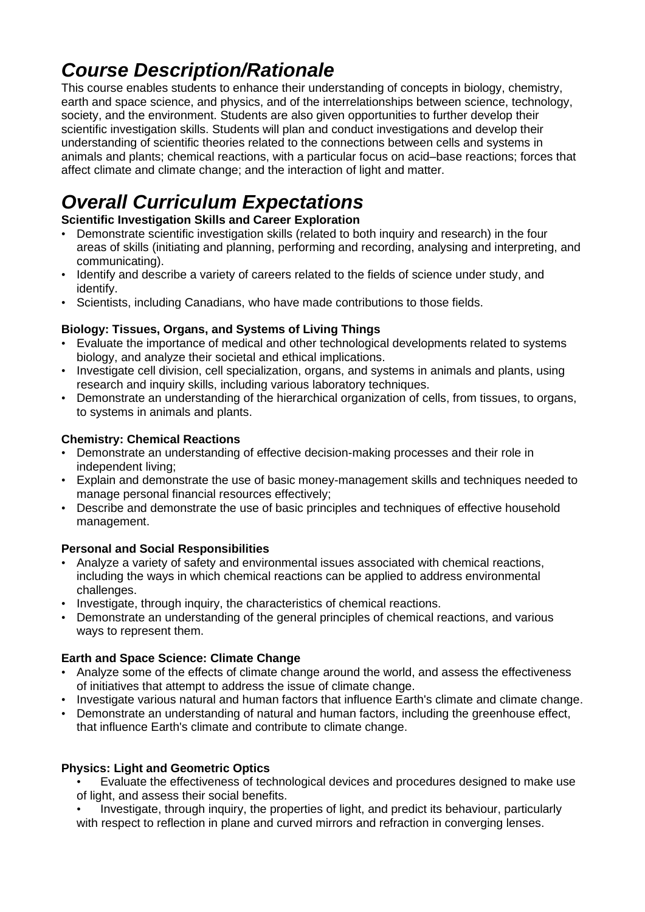# *Course Description/Rationale*

This course enables students to enhance their understanding of concepts in biology, chemistry, earth and space science, and physics, and of the interrelationships between science, technology, society, and the environment. Students are also given opportunities to further develop their scientific investigation skills. Students will plan and conduct investigations and develop their understanding of scientific theories related to the connections between cells and systems in animals and plants; chemical reactions, with a particular focus on acid–base reactions; forces that affect climate and climate change; and the interaction of light and matter.

# *Overall Curriculum Expectations*

**Scientific Investigation Skills and Career Exploration**

- Demonstrate scientific investigation skills (related to both inquiry and research) in the four areas of skills (initiating and planning, performing and recording, analysing and interpreting, and communicating).
- Identify and describe a variety of careers related to the fields of science under study, and identify.
- Scientists, including Canadians, who have made contributions to those fields.

**Biology: Tissues, Organs, and Systems of Living Things**

- Evaluate the importance of medical and other technological developments related to systems biology, and analyze their societal and ethical implications.
- Investigate cell division, cell specialization, organs, and systems in animals and plants, using research and inquiry skills, including various laboratory techniques.
- Demonstrate an understanding of the hierarchical organization of cells, from tissues, to organs, to systems in animals and plants.

**Chemistry: Chemical Reactions**

- Demonstrate an understanding of effective decision-making processes and their role in independent living;
- Explain and demonstrate the use of basic money-management skills and techniques needed to manage personal financial resources effectively;
- Describe and demonstrate the use of basic principles and techniques of effective household management.

**Personal and Social Responsibilities**

- Analyze a variety of safety and environmental issues associated with chemical reactions, including the ways in which chemical reactions can be applied to address environmental challenges.
- Investigate, through inquiry, the characteristics of chemical reactions.
- Demonstrate an understanding of the general principles of chemical reactions, and various ways to represent them.

**Earth and Space Science: Climate Change**

- Analyze some of the effects of climate change around the world, and assess the effectiveness of initiatives that attempt to address the issue of climate change.
- Investigate various natural and human factors that influence Earth's climate and climate change.
- Demonstrate an understanding of natural and human factors, including the greenhouse effect, that influence Earth's climate and contribute to climate change.

**Physics: Light and Geometric Optics**

- Evaluate the effectiveness of technological devices and procedures designed to make use of light, and assess their social benefits.
- Investigate, through inquiry, the properties of light, and predict its behaviour, particularly with respect to reflection in plane and curved mirrors and refraction in converging lenses.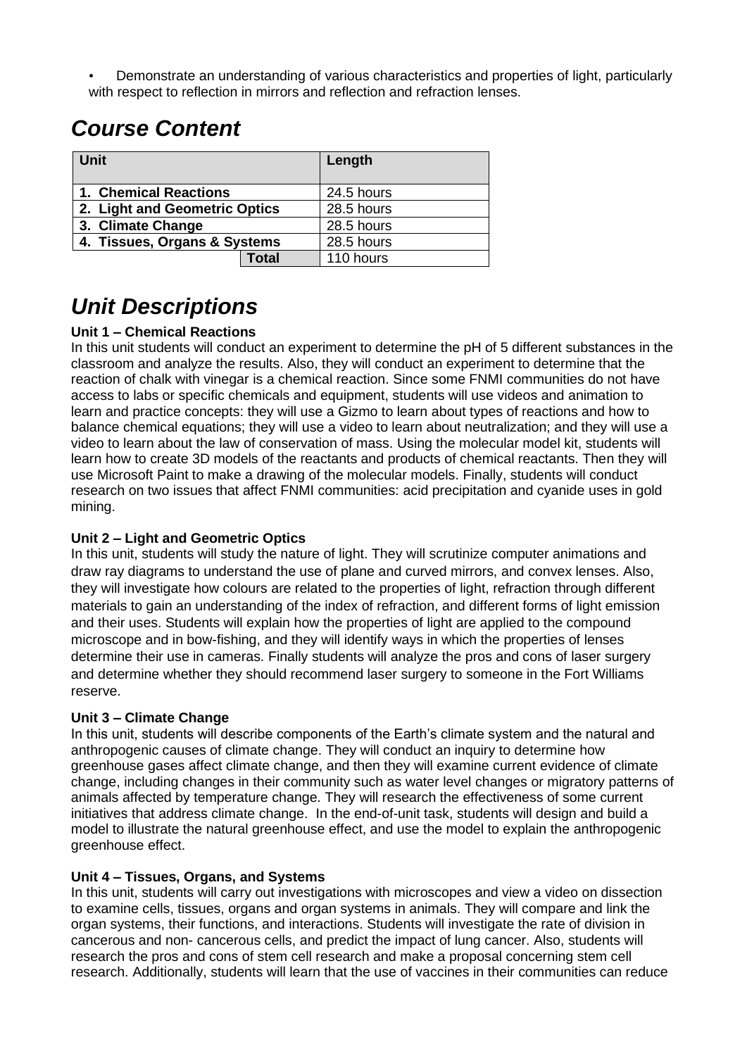• Demonstrate an understanding of various characteristics and properties of light, particularly with respect to reflection in mirrors and reflection and refraction lenses.

## *Course Content*

| Unit | Length |
|---|---|
| **1. Chemical Reactions** | 24.5 hours |
| **2. Light and Geometric Optics** | 28.5 hours |
| **3. Climate Change** | 28.5 hours |
| **4. Tissues, Organs & Systems** | 28.5 hours |
| **Total** | 110 hours |

## *Unit Descriptions*

**Unit 1 – Chemical Reactions**

In this unit students will conduct an experiment to determine the pH of 5 different substances in the classroom and analyze the results. Also, they will conduct an experiment to determine that the reaction of chalk with vinegar is a chemical reaction. Since some FNMI communities do not have access to labs or specific chemicals and equipment, students will use videos and animation to learn and practice concepts: they will use a Gizmo to learn about types of reactions and how to balance chemical equations; they will use a video to learn about neutralization; and they will use a video to learn about the law of conservation of mass. Using the molecular model kit, students will learn how to create 3D models of the reactants and products of chemical reactants. Then they will use Microsoft Paint to make a drawing of the molecular models. Finally, students will conduct research on two issues that affect FNMI communities: acid precipitation and cyanide uses in gold mining.

**Unit 2 – Light and Geometric Optics**

In this unit, students will study the nature of light. They will scrutinize computer animations and draw ray diagrams to understand the use of plane and curved mirrors, and convex lenses. Also, they will investigate how colours are related to the properties of light, refraction through different materials to gain an understanding of the index of refraction, and different forms of light emission and their uses. Students will explain how the properties of light are applied to the compound microscope and in bow-fishing, and they will identify ways in which the properties of lenses determine their use in cameras. Finally students will analyze the pros and cons of laser surgery and determine whether they should recommend laser surgery to someone in the Fort Williams reserve.

**Unit 3 – Climate Change**

In this unit, students will describe components of the Earth's climate system and the natural and anthropogenic causes of climate change. They will conduct an inquiry to determine how greenhouse gases affect climate change, and then they will examine current evidence of climate change, including changes in their community such as water level changes or migratory patterns of animals affected by temperature change. They will research the effectiveness of some current initiatives that address climate change. In the end-of-unit task, students will design and build a model to illustrate the natural greenhouse effect, and use the model to explain the anthropogenic greenhouse effect.

**Unit 4 – Tissues, Organs, and Systems**

In this unit, students will carry out investigations with microscopes and view a video on dissection to examine cells, tissues, organs and organ systems in animals. They will compare and link the organ systems, their functions, and interactions. Students will investigate the rate of division in cancerous and non- cancerous cells, and predict the impact of lung cancer. Also, students will research the pros and cons of stem cell research and make a proposal concerning stem cell research. Additionally, students will learn that the use of vaccines in their communities can reduce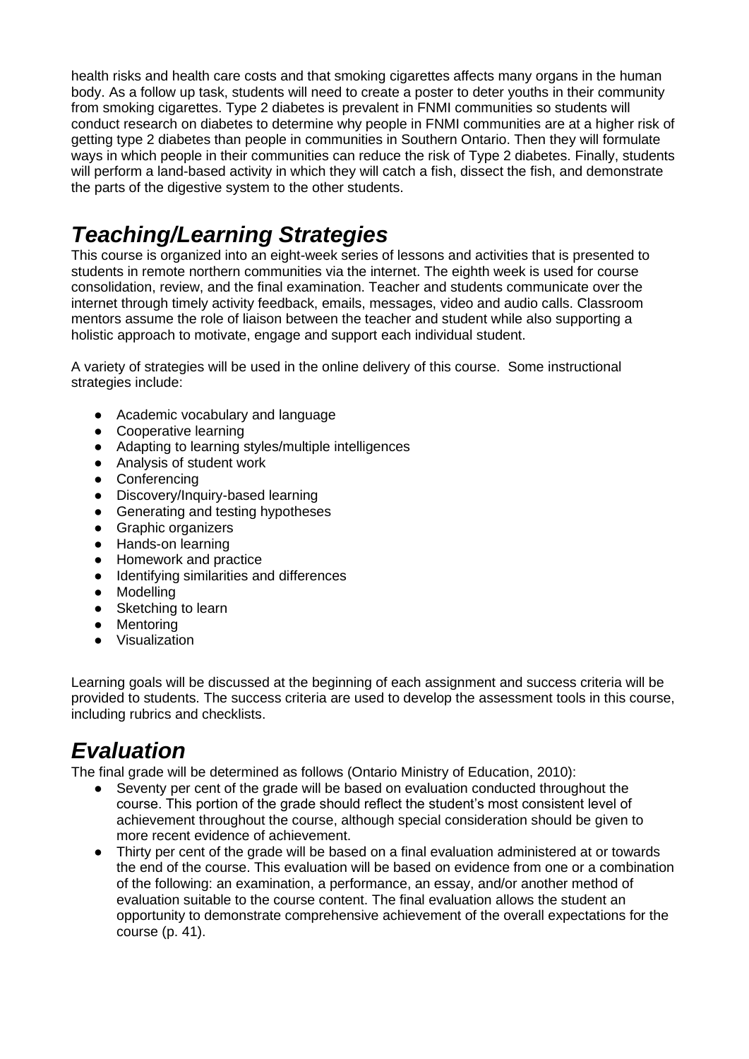health risks and health care costs and that smoking cigarettes affects many organs in the human body. As a follow up task, students will need to create a poster to deter youths in their community from smoking cigarettes. Type 2 diabetes is prevalent in FNMI communities so students will conduct research on diabetes to determine why people in FNMI communities are at a higher risk of getting type 2 diabetes than people in communities in Southern Ontario. Then they will formulate ways in which people in their communities can reduce the risk of Type 2 diabetes. Finally, students will perform a land-based activity in which they will catch a fish, dissect the fish, and demonstrate the parts of the digestive system to the other students.

## *Teaching/Learning Strategies*

This course is organized into an eight-week series of lessons and activities that is presented to students in remote northern communities via the internet. The eighth week is used for course consolidation, review, and the final examination. Teacher and students communicate over the internet through timely activity feedback, emails, messages, video and audio calls. Classroom mentors assume the role of liaison between the teacher and student while also supporting a holistic approach to motivate, engage and support each individual student.

A variety of strategies will be used in the online delivery of this course. Some instructional strategies include:

- Academic vocabulary and language
- Cooperative learning
- Adapting to learning styles/multiple intelligences
- Analysis of student work
- Conferencing
- Discovery/Inquiry-based learning
- Generating and testing hypotheses
- Graphic organizers
- Hands-on learning
- Homework and practice
- Identifying similarities and differences
- Modelling
- Sketching to learn
- Mentoring
- Visualization

Learning goals will be discussed at the beginning of each assignment and success criteria will be provided to students. The success criteria are used to develop the assessment tools in this course, including rubrics and checklists.

## *Evaluation*

The final grade will be determined as follows (Ontario Ministry of Education, 2010):

- Seventy per cent of the grade will be based on evaluation conducted throughout the course. This portion of the grade should reflect the student's most consistent level of achievement throughout the course, although special consideration should be given to more recent evidence of achievement.
- Thirty per cent of the grade will be based on a final evaluation administered at or towards the end of the course. This evaluation will be based on evidence from one or a combination of the following: an examination, a performance, an essay, and/or another method of evaluation suitable to the course content. The final evaluation allows the student an opportunity to demonstrate comprehensive achievement of the overall expectations for the course (p. 41).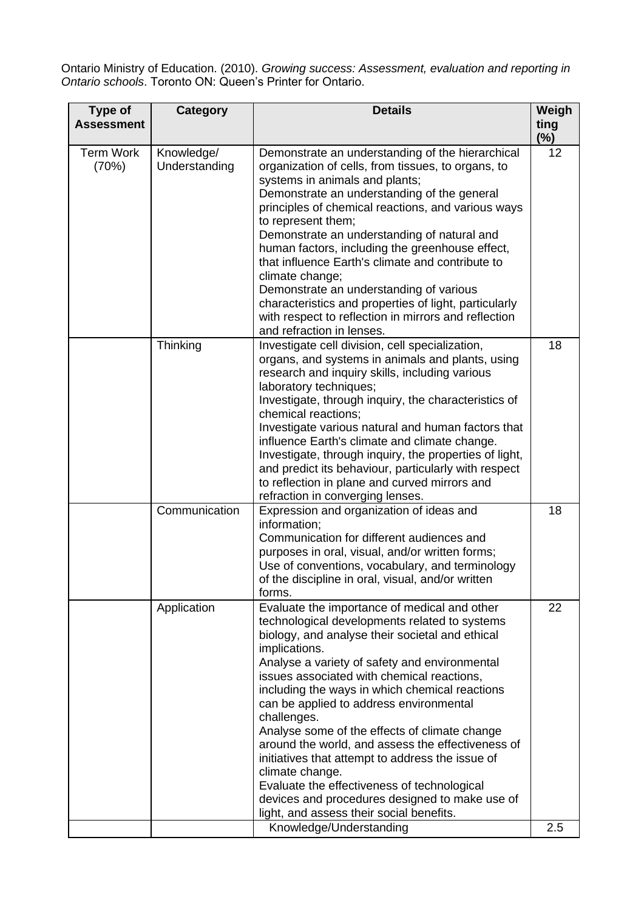Ontario Ministry of Education. (2010). *Growing success: Assessment, evaluation and reporting in Ontario schools*. Toronto ON: Queen's Printer for Ontario.

| Type of Assessment | Category | Details | Weighting (%) |
|---|---|---|---|
| Term Work (70%) | Knowledge/ Understanding | Demonstrate an understanding of the hierarchical organization of cells, from tissues, to organs, to systems in animals and plants;<br>Demonstrate an understanding of the general principles of chemical reactions, and various ways to represent them;<br>Demonstrate an understanding of natural and human factors, including the greenhouse effect, that influence Earth's climate and contribute to climate change;<br>Demonstrate an understanding of various characteristics and properties of light, particularly with respect to reflection in mirrors and reflection and refraction in lenses. | 12 |
| | Thinking | Investigate cell division, cell specialization, organs, and systems in animals and plants, using research and inquiry skills, including various laboratory techniques;<br>Investigate, through inquiry, the characteristics of chemical reactions;<br>Investigate various natural and human factors that influence Earth's climate and climate change.<br>Investigate, through inquiry, the properties of light, and predict its behaviour, particularly with respect to reflection in plane and curved mirrors and refraction in converging lenses. | 18 |
| | Communication | Expression and organization of ideas and information;<br>Communication for different audiences and purposes in oral, visual, and/or written forms;<br>Use of conventions, vocabulary, and terminology of the discipline in oral, visual, and/or written forms. | 18 |
| | Application | Evaluate the importance of medical and other technological developments related to systems biology, and analyse their societal and ethical implications.<br>Analyse a variety of safety and environmental issues associated with chemical reactions, including the ways in which chemical reactions can be applied to address environmental challenges.<br>Analyse some of the effects of climate change around the world, and assess the effectiveness of initiatives that attempt to address the issue of climate change.<br>Evaluate the effectiveness of technological devices and procedures designed to make use of light, and assess their social benefits. | 22 |
| | | Knowledge/Understanding | 2.5 |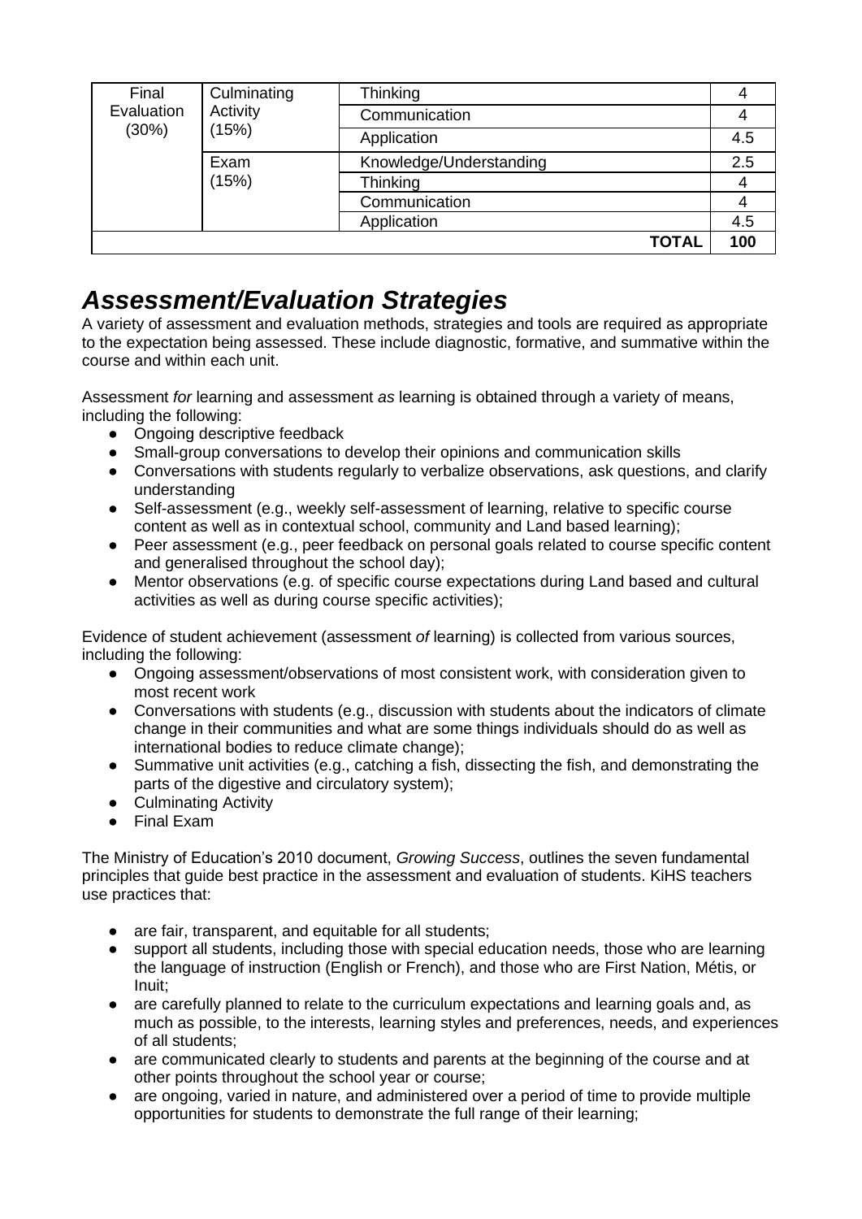| | | | |
|---|---|---|---|
| Final Evaluation (30%) | Culminating Activity (15%) | Thinking | 4 |
| | | Communication | 4 |
| | | Application | 4.5 |
| | Exam (15%) | Knowledge/Understanding | 2.5 |
| | | Thinking | 4 |
| | | Communication | 4 |
| | | Application | 4.5 |
| | | **TOTAL** | **100** |

## *Assessment/Evaluation Strategies*

A variety of assessment and evaluation methods, strategies and tools are required as appropriate to the expectation being assessed. These include diagnostic, formative, and summative within the course and within each unit.

Assessment *for* learning and assessment *as* learning is obtained through a variety of means, including the following:

- Ongoing descriptive feedback
- Small-group conversations to develop their opinions and communication skills
- Conversations with students regularly to verbalize observations, ask questions, and clarify understanding
- Self-assessment (e.g., weekly self-assessment of learning, relative to specific course content as well as in contextual school, community and Land based learning);
- Peer assessment (e.g., peer feedback on personal goals related to course specific content and generalised throughout the school day);
- Mentor observations (e.g. of specific course expectations during Land based and cultural activities as well as during course specific activities);

Evidence of student achievement (assessment *of* learning) is collected from various sources, including the following:

- Ongoing assessment/observations of most consistent work, with consideration given to most recent work
- Conversations with students (e.g., discussion with students about the indicators of climate change in their communities and what are some things individuals should do as well as international bodies to reduce climate change);
- Summative unit activities (e.g., catching a fish, dissecting the fish, and demonstrating the parts of the digestive and circulatory system);
- Culminating Activity
- Final Exam

The Ministry of Education's 2010 document, *Growing Success*, outlines the seven fundamental principles that guide best practice in the assessment and evaluation of students. KiHS teachers use practices that:

- are fair, transparent, and equitable for all students;
- support all students, including those with special education needs, those who are learning the language of instruction (English or French), and those who are First Nation, Métis, or Inuit;
- are carefully planned to relate to the curriculum expectations and learning goals and, as much as possible, to the interests, learning styles and preferences, needs, and experiences of all students;
- are communicated clearly to students and parents at the beginning of the course and at other points throughout the school year or course;
- are ongoing, varied in nature, and administered over a period of time to provide multiple opportunities for students to demonstrate the full range of their learning;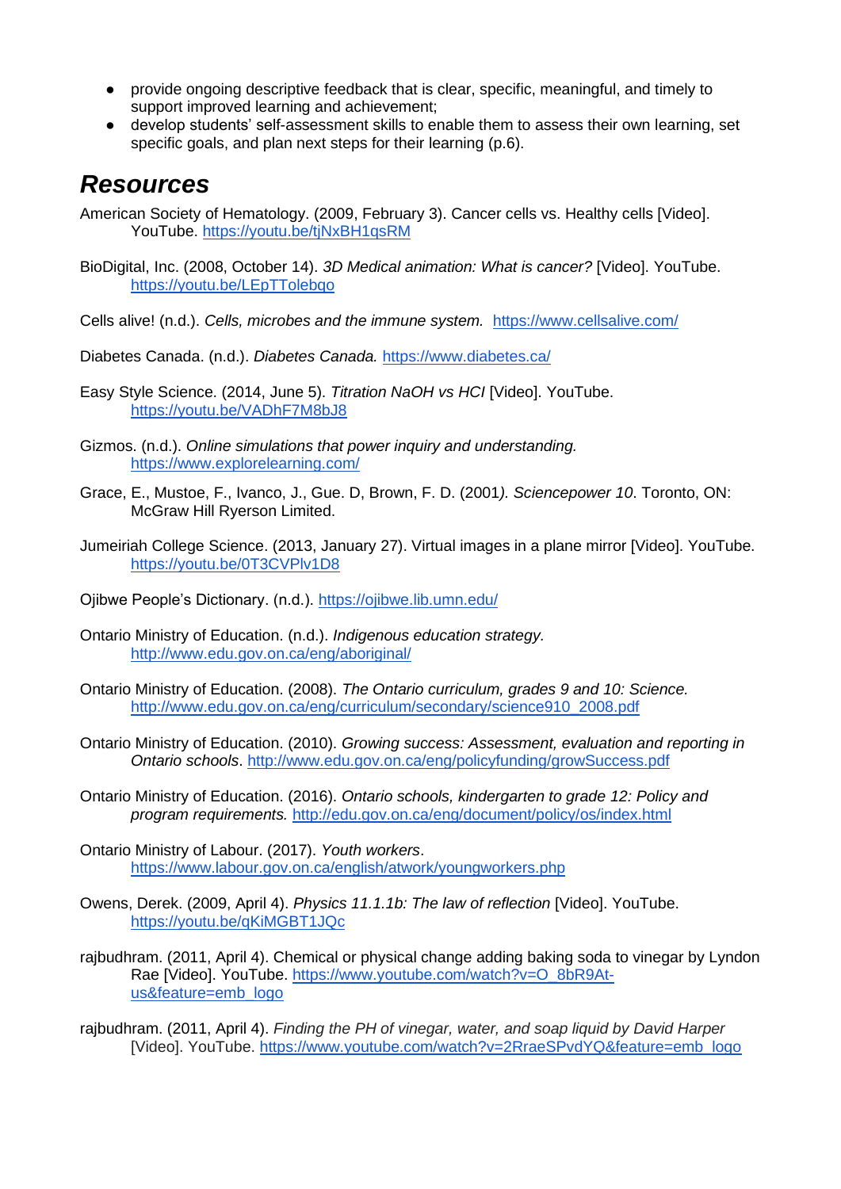- provide ongoing descriptive feedback that is clear, specific, meaningful, and timely to support improved learning and achievement;
- develop students' self-assessment skills to enable them to assess their own learning, set specific goals, and plan next steps for their learning (p.6).

## *Resources*

American Society of Hematology. (2009, February 3). Cancer cells vs. Healthy cells [Video]. YouTube. https://youtu.be/tjNxBH1qsRM

BioDigital, Inc. (2008, October 14). *3D Medical animation: What is cancer?* [Video]. YouTube. https://youtu.be/LEpTTolebqo

Cells alive! (n.d.). *Cells, microbes and the immune system.* https://www.cellsalive.com/

Diabetes Canada. (n.d.). *Diabetes Canada.* https://www.diabetes.ca/

Easy Style Science. (2014, June 5). *Titration NaOH vs HCl* [Video]. YouTube. https://youtu.be/VADhF7M8bJ8

Gizmos. (n.d.). *Online simulations that power inquiry and understanding.* https://www.explorelearning.com/

Grace, E., Mustoe, F., Ivanco, J., Gue. D, Brown, F. D. (2001*). Sciencepower 10*. Toronto, ON: McGraw Hill Ryerson Limited.

Jumeiriah College Science. (2013, January 27). Virtual images in a plane mirror [Video]. YouTube. https://youtu.be/0T3CVPlv1D8

Ojibwe People's Dictionary. (n.d.). https://ojibwe.lib.umn.edu/

Ontario Ministry of Education. (n.d.). *Indigenous education strategy.* http://www.edu.gov.on.ca/eng/aboriginal/

Ontario Ministry of Education. (2008). *The Ontario curriculum, grades 9 and 10: Science.* http://www.edu.gov.on.ca/eng/curriculum/secondary/science910_2008.pdf

Ontario Ministry of Education. (2010). *Growing success: Assessment, evaluation and reporting in Ontario schools*. http://www.edu.gov.on.ca/eng/policyfunding/growSuccess.pdf

Ontario Ministry of Education. (2016). *Ontario schools, kindergarten to grade 12: Policy and program requirements.* http://edu.gov.on.ca/eng/document/policy/os/index.html

Ontario Ministry of Labour. (2017). *Youth workers*. https://www.labour.gov.on.ca/english/atwork/youngworkers.php

Owens, Derek. (2009, April 4). *Physics 11.1.1b: The law of reflection* [Video]. YouTube. https://youtu.be/qKiMGBT1JQc

rajbudhram. (2011, April 4). Chemical or physical change adding baking soda to vinegar by Lyndon Rae [Video]. YouTube. https://www.youtube.com/watch?v=O_8bR9At-us&feature=emb_logo

rajbudhram. (2011, April 4). *Finding the PH of vinegar, water, and soap liquid by David Harper* [Video]. YouTube. https://www.youtube.com/watch?v=2RraeSPvdYQ&feature=emb_logo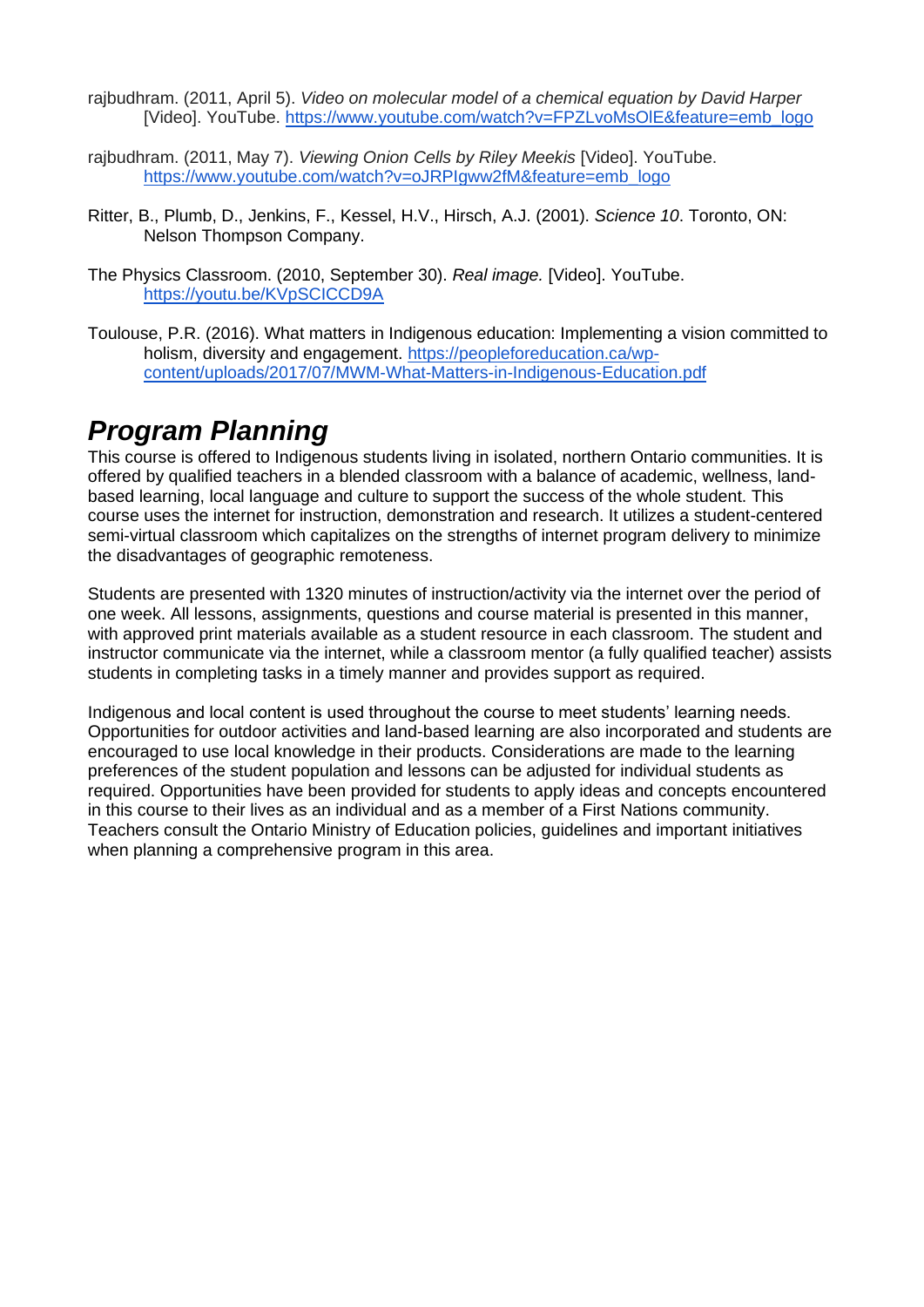rajbudhram. (2011, April 5). *Video on molecular model of a chemical equation by David Harper* [Video]. YouTube. https://www.youtube.com/watch?v=FPZLvoMsOlE&feature=emb_logo

rajbudhram. (2011, May 7). *Viewing Onion Cells by Riley Meekis* [Video]. YouTube. https://www.youtube.com/watch?v=oJRPIgww2fM&feature=emb_logo

Ritter, B., Plumb, D., Jenkins, F., Kessel, H.V., Hirsch, A.J. (2001). *Science 10*. Toronto, ON: Nelson Thompson Company.

The Physics Classroom. (2010, September 30). *Real image.* [Video]. YouTube. https://youtu.be/KVpSCICCD9A

Toulouse, P.R. (2016). What matters in Indigenous education: Implementing a vision committed to holism, diversity and engagement. https://peopleforeducation.ca/wp-content/uploads/2017/07/MWM-What-Matters-in-Indigenous-Education.pdf

# ***Program Planning***

This course is offered to Indigenous students living in isolated, northern Ontario communities. It is offered by qualified teachers in a blended classroom with a balance of academic, wellness, land-based learning, local language and culture to support the success of the whole student. This course uses the internet for instruction, demonstration and research. It utilizes a student-centered semi-virtual classroom which capitalizes on the strengths of internet program delivery to minimize the disadvantages of geographic remoteness.

Students are presented with 1320 minutes of instruction/activity via the internet over the period of one week. All lessons, assignments, questions and course material is presented in this manner, with approved print materials available as a student resource in each classroom. The student and instructor communicate via the internet, while a classroom mentor (a fully qualified teacher) assists students in completing tasks in a timely manner and provides support as required.

Indigenous and local content is used throughout the course to meet students' learning needs. Opportunities for outdoor activities and land-based learning are also incorporated and students are encouraged to use local knowledge in their products. Considerations are made to the learning preferences of the student population and lessons can be adjusted for individual students as required. Opportunities have been provided for students to apply ideas and concepts encountered in this course to their lives as an individual and as a member of a First Nations community. Teachers consult the Ontario Ministry of Education policies, guidelines and important initiatives when planning a comprehensive program in this area.